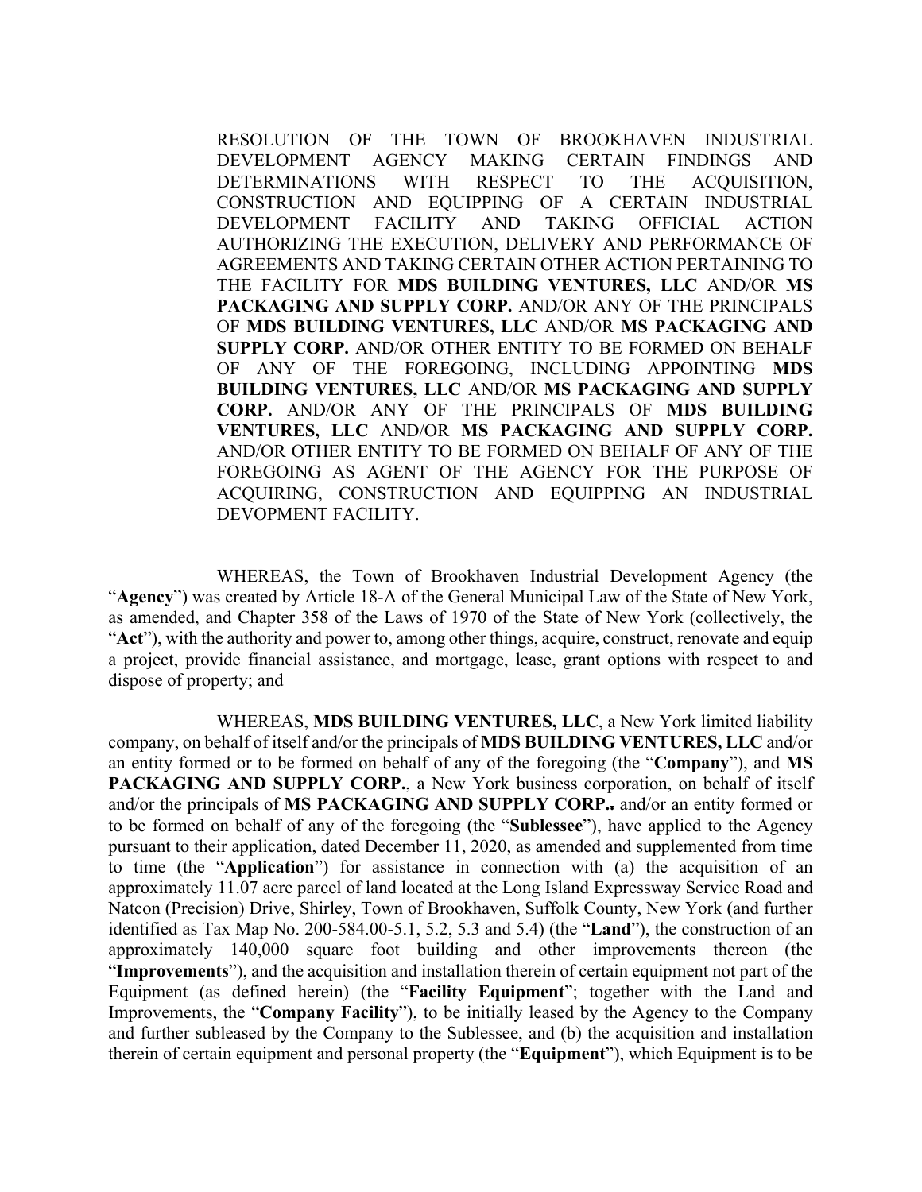RESOLUTION OF THE TOWN OF BROOKHAVEN INDUSTRIAL DEVELOPMENT AGENCY MAKING CERTAIN FINDINGS AND DETERMINATIONS WITH RESPECT TO THE ACQUISITION, CONSTRUCTION AND EQUIPPING OF A CERTAIN INDUSTRIAL DEVELOPMENT FACILITY AND TAKING OFFICIAL ACTION AUTHORIZING THE EXECUTION, DELIVERY AND PERFORMANCE OF AGREEMENTS AND TAKING CERTAIN OTHER ACTION PERTAINING TO THE FACILITY FOR **MDS BUILDING VENTURES, LLC** AND/OR **MS PACKAGING AND SUPPLY CORP.** AND/OR ANY OF THE PRINCIPALS OF **MDS BUILDING VENTURES, LLC** AND/OR **MS PACKAGING AND SUPPLY CORP.** AND/OR OTHER ENTITY TO BE FORMED ON BEHALF OF ANY OF THE FOREGOING, INCLUDING APPOINTING **MDS BUILDING VENTURES, LLC** AND/OR **MS PACKAGING AND SUPPLY CORP.** AND/OR ANY OF THE PRINCIPALS OF **MDS BUILDING VENTURES, LLC** AND/OR **MS PACKAGING AND SUPPLY CORP.** AND/OR OTHER ENTITY TO BE FORMED ON BEHALF OF ANY OF THE FOREGOING AS AGENT OF THE AGENCY FOR THE PURPOSE OF ACQUIRING, CONSTRUCTION AND EQUIPPING AN INDUSTRIAL DEVOPMENT FACILITY.

WHEREAS, the Town of Brookhaven Industrial Development Agency (the "**Agency**") was created by Article 18-A of the General Municipal Law of the State of New York, as amended, and Chapter 358 of the Laws of 1970 of the State of New York (collectively, the "**Act**"), with the authority and power to, among other things, acquire, construct, renovate and equip a project, provide financial assistance, and mortgage, lease, grant options with respect to and dispose of property; and

WHEREAS, **MDS BUILDING VENTURES, LLC**, a New York limited liability company, on behalf of itself and/or the principals of **MDS BUILDING VENTURES, LLC** and/or an entity formed or to be formed on behalf of any of the foregoing (the "**Company**"), and **MS PACKAGING AND SUPPLY CORP.**, a New York business corporation, on behalf of itself and/or the principals of **MS PACKAGING AND SUPPLY CORP.** and/or an entity formed or to be formed on behalf of any of the foregoing (the "**Sublessee**"), have applied to the Agency pursuant to their application, dated December 11, 2020, as amended and supplemented from time to time (the "**Application**") for assistance in connection with (a) the acquisition of an approximately 11.07 acre parcel of land located at the Long Island Expressway Service Road and Natcon (Precision) Drive, Shirley, Town of Brookhaven, Suffolk County, New York (and further identified as Tax Map No. 200-584.00-5.1, 5.2, 5.3 and 5.4) (the "**Land**"), the construction of an approximately 140,000 square foot building and other improvements thereon (the "**Improvements**"), and the acquisition and installation therein of certain equipment not part of the Equipment (as defined herein) (the "**Facility Equipment**"; together with the Land and Improvements, the "**Company Facility**"), to be initially leased by the Agency to the Company and further subleased by the Company to the Sublessee, and (b) the acquisition and installation therein of certain equipment and personal property (the "**Equipment**"), which Equipment is to be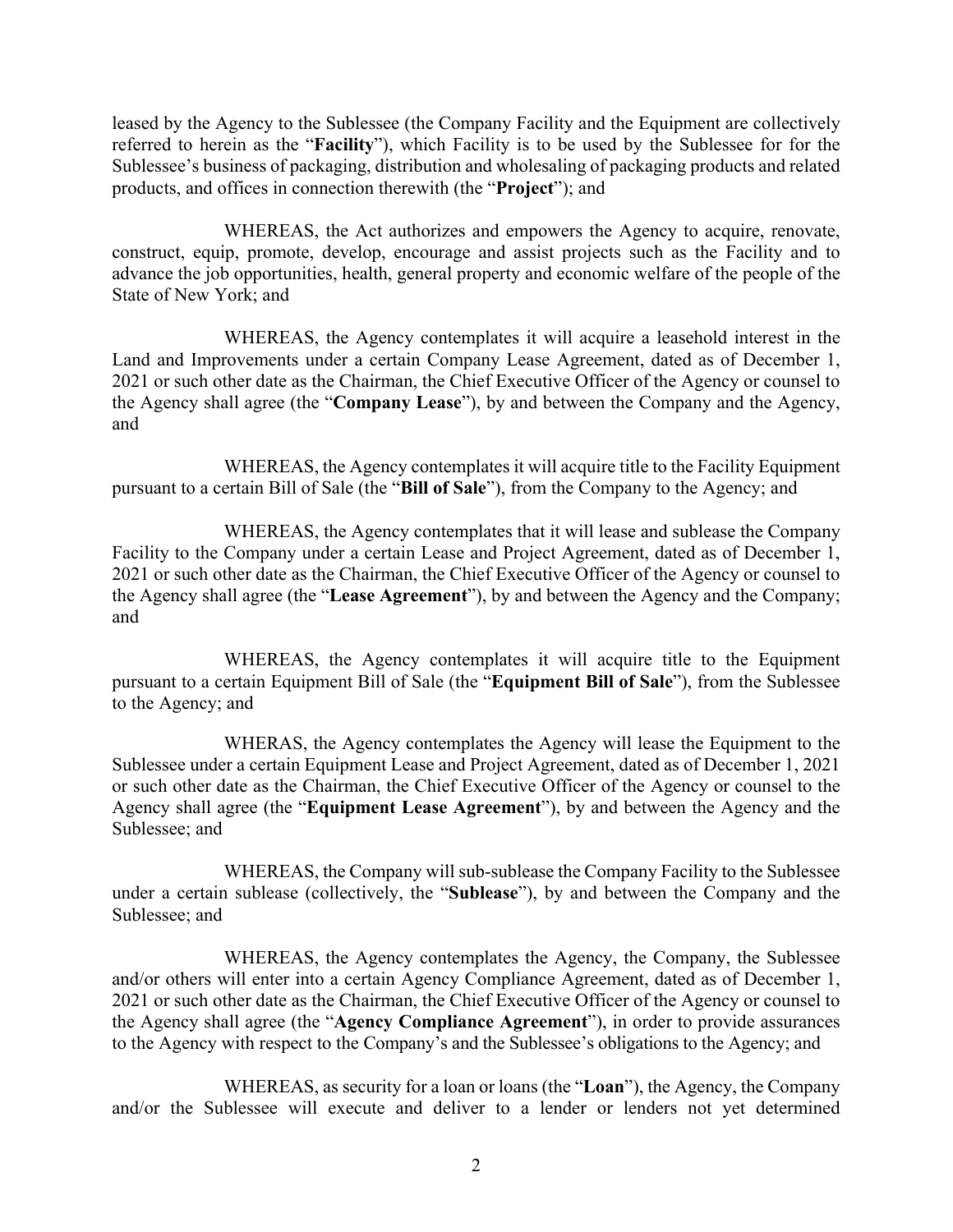leased by the Agency to the Sublessee (the Company Facility and the Equipment are collectively referred to herein as the "**Facility**"), which Facility is to be used by the Sublessee for for the Sublessee's business of packaging, distribution and wholesaling of packaging products and related products, and offices in connection therewith (the "**Project**"); and

WHEREAS, the Act authorizes and empowers the Agency to acquire, renovate, construct, equip, promote, develop, encourage and assist projects such as the Facility and to advance the job opportunities, health, general property and economic welfare of the people of the State of New York; and

WHEREAS, the Agency contemplates it will acquire a leasehold interest in the Land and Improvements under a certain Company Lease Agreement, dated as of December 1, 2021 or such other date as the Chairman, the Chief Executive Officer of the Agency or counsel to the Agency shall agree (the "**Company Lease**"), by and between the Company and the Agency, and

WHEREAS, the Agency contemplates it will acquire title to the Facility Equipment pursuant to a certain Bill of Sale (the "**Bill of Sale**"), from the Company to the Agency; and

WHEREAS, the Agency contemplates that it will lease and sublease the Company Facility to the Company under a certain Lease and Project Agreement, dated as of December 1, 2021 or such other date as the Chairman, the Chief Executive Officer of the Agency or counsel to the Agency shall agree (the "**Lease Agreement**"), by and between the Agency and the Company; and

WHEREAS, the Agency contemplates it will acquire title to the Equipment pursuant to a certain Equipment Bill of Sale (the "**Equipment Bill of Sale**"), from the Sublessee to the Agency; and

WHERAS, the Agency contemplates the Agency will lease the Equipment to the Sublessee under a certain Equipment Lease and Project Agreement, dated as of December 1, 2021 or such other date as the Chairman, the Chief Executive Officer of the Agency or counsel to the Agency shall agree (the "**Equipment Lease Agreement**"), by and between the Agency and the Sublessee; and

WHEREAS, the Company will sub-sublease the Company Facility to the Sublessee under a certain sublease (collectively, the "**Sublease**"), by and between the Company and the Sublessee; and

WHEREAS, the Agency contemplates the Agency, the Company, the Sublessee and/or others will enter into a certain Agency Compliance Agreement, dated as of December 1, 2021 or such other date as the Chairman, the Chief Executive Officer of the Agency or counsel to the Agency shall agree (the "**Agency Compliance Agreement**"), in order to provide assurances to the Agency with respect to the Company's and the Sublessee's obligations to the Agency; and

WHEREAS, as security for a loan or loans (the "**Loan**"), the Agency, the Company and/or the Sublessee will execute and deliver to a lender or lenders not yet determined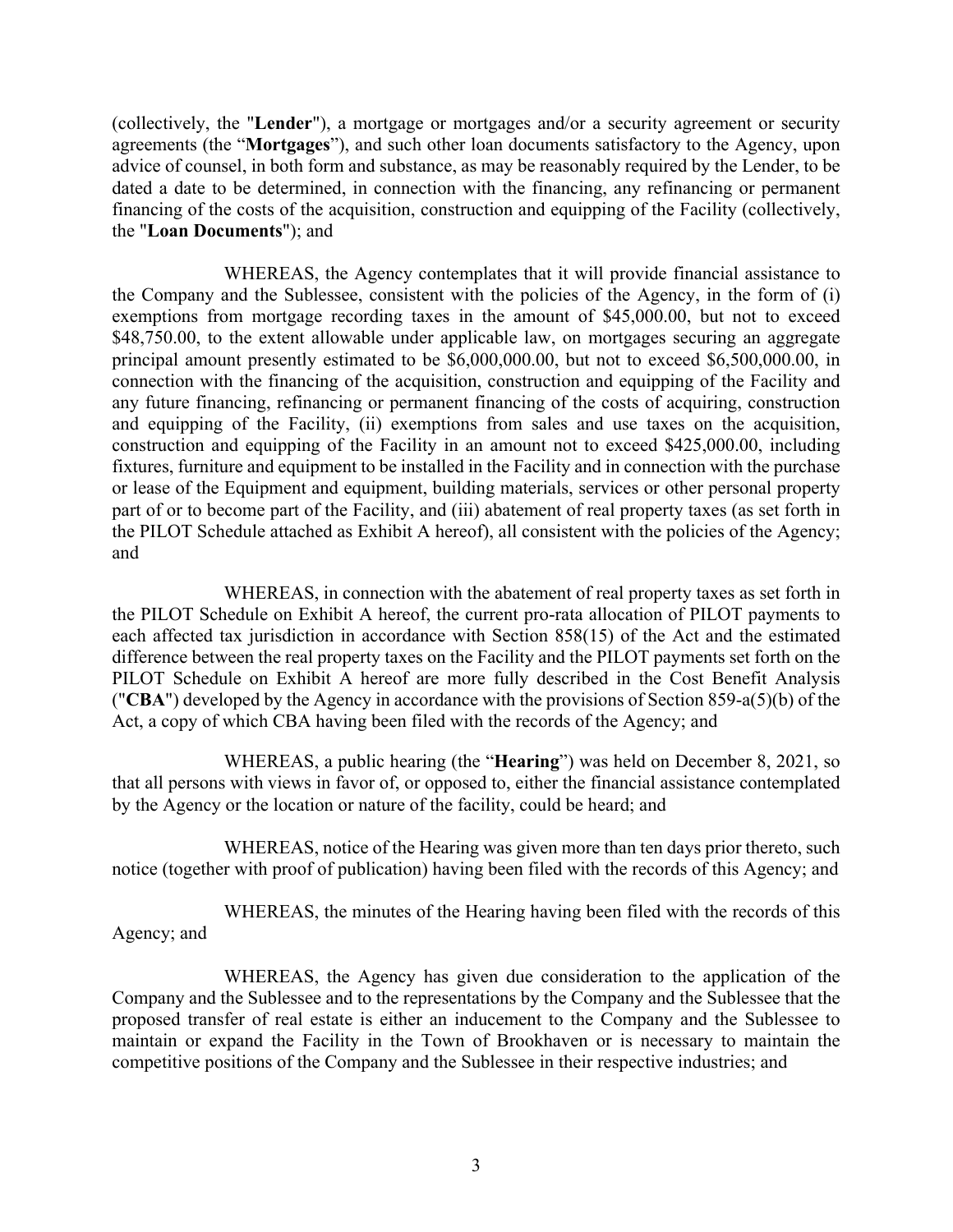(collectively, the "**Lender**"), a mortgage or mortgages and/or a security agreement or security agreements (the "**Mortgages**"), and such other loan documents satisfactory to the Agency, upon advice of counsel, in both form and substance, as may be reasonably required by the Lender, to be dated a date to be determined, in connection with the financing, any refinancing or permanent financing of the costs of the acquisition, construction and equipping of the Facility (collectively, the "**Loan Documents**"); and

WHEREAS, the Agency contemplates that it will provide financial assistance to the Company and the Sublessee, consistent with the policies of the Agency, in the form of (i) exemptions from mortgage recording taxes in the amount of $45,000.00, but not to exceed $48,750.00, to the extent allowable under applicable law, on mortgages securing an aggregate principal amount presently estimated to be $6,000,000.00, but not to exceed $6,500,000.00, in connection with the financing of the acquisition, construction and equipping of the Facility and any future financing, refinancing or permanent financing of the costs of acquiring, construction and equipping of the Facility, (ii) exemptions from sales and use taxes on the acquisition, construction and equipping of the Facility in an amount not to exceed $425,000.00, including fixtures, furniture and equipment to be installed in the Facility and in connection with the purchase or lease of the Equipment and equipment, building materials, services or other personal property part of or to become part of the Facility, and (iii) abatement of real property taxes (as set forth in the PILOT Schedule attached as Exhibit A hereof), all consistent with the policies of the Agency; and

WHEREAS, in connection with the abatement of real property taxes as set forth in the PILOT Schedule on Exhibit A hereof, the current pro-rata allocation of PILOT payments to each affected tax jurisdiction in accordance with Section 858(15) of the Act and the estimated difference between the real property taxes on the Facility and the PILOT payments set forth on the PILOT Schedule on Exhibit A hereof are more fully described in the Cost Benefit Analysis ("**CBA**") developed by the Agency in accordance with the provisions of Section 859-a(5)(b) of the Act, a copy of which CBA having been filed with the records of the Agency; and

WHEREAS, a public hearing (the "**Hearing**") was held on December 8, 2021, so that all persons with views in favor of, or opposed to, either the financial assistance contemplated by the Agency or the location or nature of the facility, could be heard; and

WHEREAS, notice of the Hearing was given more than ten days prior thereto, such notice (together with proof of publication) having been filed with the records of this Agency; and

WHEREAS, the minutes of the Hearing having been filed with the records of this Agency; and

WHEREAS, the Agency has given due consideration to the application of the Company and the Sublessee and to the representations by the Company and the Sublessee that the proposed transfer of real estate is either an inducement to the Company and the Sublessee to maintain or expand the Facility in the Town of Brookhaven or is necessary to maintain the competitive positions of the Company and the Sublessee in their respective industries; and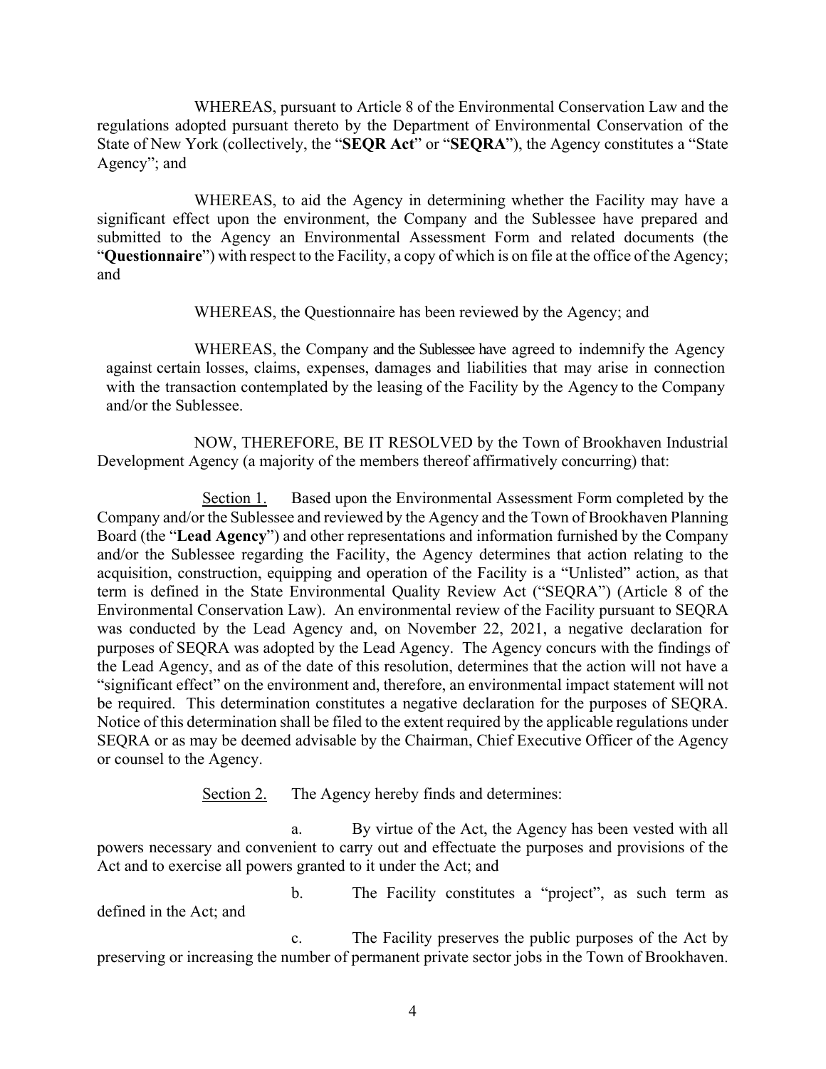WHEREAS, pursuant to Article 8 of the Environmental Conservation Law and the regulations adopted pursuant thereto by the Department of Environmental Conservation of the State of New York (collectively, the "**SEQR Act**" or "**SEQRA**"), the Agency constitutes a "State Agency"; and

WHEREAS, to aid the Agency in determining whether the Facility may have a significant effect upon the environment, the Company and the Sublessee have prepared and submitted to the Agency an Environmental Assessment Form and related documents (the "**Questionnaire**") with respect to the Facility, a copy of which is on file at the office of the Agency; and

WHEREAS, the Questionnaire has been reviewed by the Agency; and

WHEREAS, the Company and the Sublessee have agreed to indemnify the Agency against certain losses, claims, expenses, damages and liabilities that may arise in connection with the transaction contemplated by the leasing of the Facility by the Agency to the Company and/or the Sublessee.

NOW, THEREFORE, BE IT RESOLVED by the Town of Brookhaven Industrial Development Agency (a majority of the members thereof affirmatively concurring) that:

Section 1. Based upon the Environmental Assessment Form completed by the Company and/or the Sublessee and reviewed by the Agency and the Town of Brookhaven Planning Board (the "**Lead Agency**") and other representations and information furnished by the Company and/or the Sublessee regarding the Facility, the Agency determines that action relating to the acquisition, construction, equipping and operation of the Facility is a "Unlisted" action, as that term is defined in the State Environmental Quality Review Act ("SEQRA") (Article 8 of the Environmental Conservation Law). An environmental review of the Facility pursuant to SEQRA was conducted by the Lead Agency and, on November 22, 2021, a negative declaration for purposes of SEQRA was adopted by the Lead Agency. The Agency concurs with the findings of the Lead Agency, and as of the date of this resolution, determines that the action will not have a "significant effect" on the environment and, therefore, an environmental impact statement will not be required. This determination constitutes a negative declaration for the purposes of SEQRA. Notice of this determination shall be filed to the extent required by the applicable regulations under SEQRA or as may be deemed advisable by the Chairman, Chief Executive Officer of the Agency or counsel to the Agency.

Section 2. The Agency hereby finds and determines:

a. By virtue of the Act, the Agency has been vested with all powers necessary and convenient to carry out and effectuate the purposes and provisions of the Act and to exercise all powers granted to it under the Act; and

b. The Facility constitutes a "project", as such term as defined in the Act; and

c. The Facility preserves the public purposes of the Act by preserving or increasing the number of permanent private sector jobs in the Town of Brookhaven.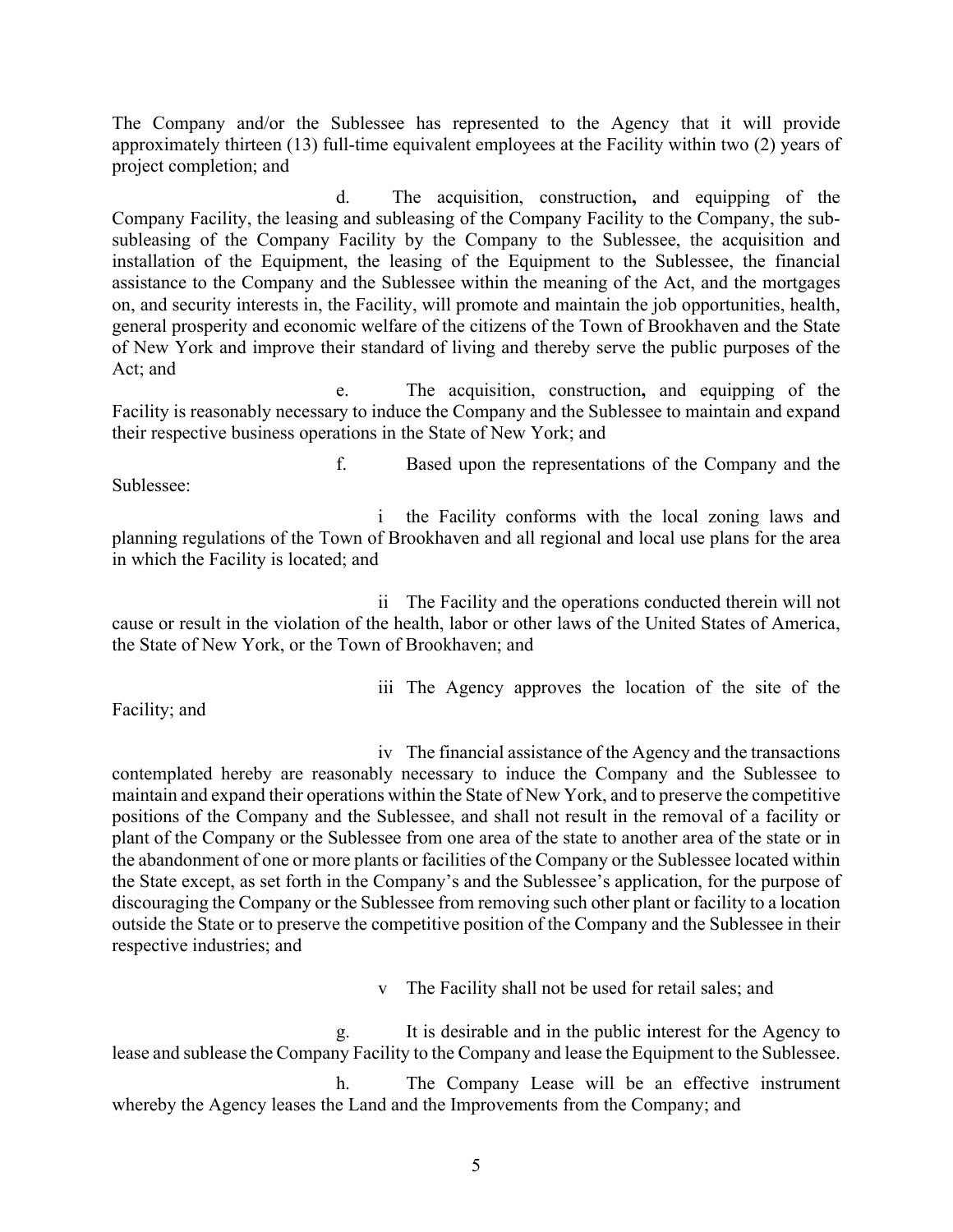The Company and/or the Sublessee has represented to the Agency that it will provide approximately thirteen (13) full-time equivalent employees at the Facility within two (2) years of project completion; and

d. The acquisition, construction**,** and equipping of the Company Facility, the leasing and subleasing of the Company Facility to the Company, the sub-subleasing of the Company Facility by the Company to the Sublessee, the acquisition and installation of the Equipment, the leasing of the Equipment to the Sublessee, the financial assistance to the Company and the Sublessee within the meaning of the Act, and the mortgages on, and security interests in, the Facility, will promote and maintain the job opportunities, health, general prosperity and economic welfare of the citizens of the Town of Brookhaven and the State of New York and improve their standard of living and thereby serve the public purposes of the Act; and

e. The acquisition, construction**,** and equipping of the Facility is reasonably necessary to induce the Company and the Sublessee to maintain and expand their respective business operations in the State of New York; and

f. Based upon the representations of the Company and the Sublessee:

i the Facility conforms with the local zoning laws and planning regulations of the Town of Brookhaven and all regional and local use plans for the area in which the Facility is located; and

ii The Facility and the operations conducted therein will not cause or result in the violation of the health, labor or other laws of the United States of America, the State of New York, or the Town of Brookhaven; and

iii The Agency approves the location of the site of the Facility; and

iv The financial assistance of the Agency and the transactions contemplated hereby are reasonably necessary to induce the Company and the Sublessee to maintain and expand their operations within the State of New York, and to preserve the competitive positions of the Company and the Sublessee, and shall not result in the removal of a facility or plant of the Company or the Sublessee from one area of the state to another area of the state or in the abandonment of one or more plants or facilities of the Company or the Sublessee located within the State except, as set forth in the Company's and the Sublessee's application, for the purpose of discouraging the Company or the Sublessee from removing such other plant or facility to a location outside the State or to preserve the competitive position of the Company and the Sublessee in their respective industries; and

v The Facility shall not be used for retail sales; and

g. It is desirable and in the public interest for the Agency to lease and sublease the Company Facility to the Company and lease the Equipment to the Sublessee.

h. The Company Lease will be an effective instrument whereby the Agency leases the Land and the Improvements from the Company; and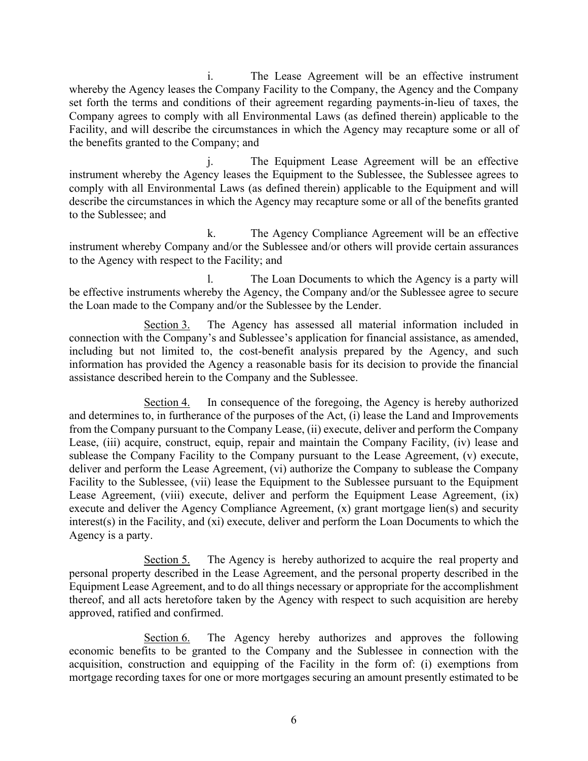i. The Lease Agreement will be an effective instrument whereby the Agency leases the Company Facility to the Company, the Agency and the Company set forth the terms and conditions of their agreement regarding payments-in-lieu of taxes, the Company agrees to comply with all Environmental Laws (as defined therein) applicable to the Facility, and will describe the circumstances in which the Agency may recapture some or all of the benefits granted to the Company; and

j. The Equipment Lease Agreement will be an effective instrument whereby the Agency leases the Equipment to the Sublessee, the Sublessee agrees to comply with all Environmental Laws (as defined therein) applicable to the Equipment and will describe the circumstances in which the Agency may recapture some or all of the benefits granted to the Sublessee; and

k. The Agency Compliance Agreement will be an effective instrument whereby Company and/or the Sublessee and/or others will provide certain assurances to the Agency with respect to the Facility; and

l. The Loan Documents to which the Agency is a party will be effective instruments whereby the Agency, the Company and/or the Sublessee agree to secure the Loan made to the Company and/or the Sublessee by the Lender.

Section 3. The Agency has assessed all material information included in connection with the Company's and Sublessee's application for financial assistance, as amended, including but not limited to, the cost-benefit analysis prepared by the Agency, and such information has provided the Agency a reasonable basis for its decision to provide the financial assistance described herein to the Company and the Sublessee.

Section 4. In consequence of the foregoing, the Agency is hereby authorized and determines to, in furtherance of the purposes of the Act, (i) lease the Land and Improvements from the Company pursuant to the Company Lease, (ii) execute, deliver and perform the Company Lease, (iii) acquire, construct, equip, repair and maintain the Company Facility, (iv) lease and sublease the Company Facility to the Company pursuant to the Lease Agreement, (v) execute, deliver and perform the Lease Agreement, (vi) authorize the Company to sublease the Company Facility to the Sublessee, (vii) lease the Equipment to the Sublessee pursuant to the Equipment Lease Agreement, (viii) execute, deliver and perform the Equipment Lease Agreement, (ix) execute and deliver the Agency Compliance Agreement, (x) grant mortgage lien(s) and security interest(s) in the Facility, and (xi) execute, deliver and perform the Loan Documents to which the Agency is a party.

Section 5. The Agency is hereby authorized to acquire the real property and personal property described in the Lease Agreement, and the personal property described in the Equipment Lease Agreement, and to do all things necessary or appropriate for the accomplishment thereof, and all acts heretofore taken by the Agency with respect to such acquisition are hereby approved, ratified and confirmed.

Section 6. The Agency hereby authorizes and approves the following economic benefits to be granted to the Company and the Sublessee in connection with the acquisition, construction and equipping of the Facility in the form of: (i) exemptions from mortgage recording taxes for one or more mortgages securing an amount presently estimated to be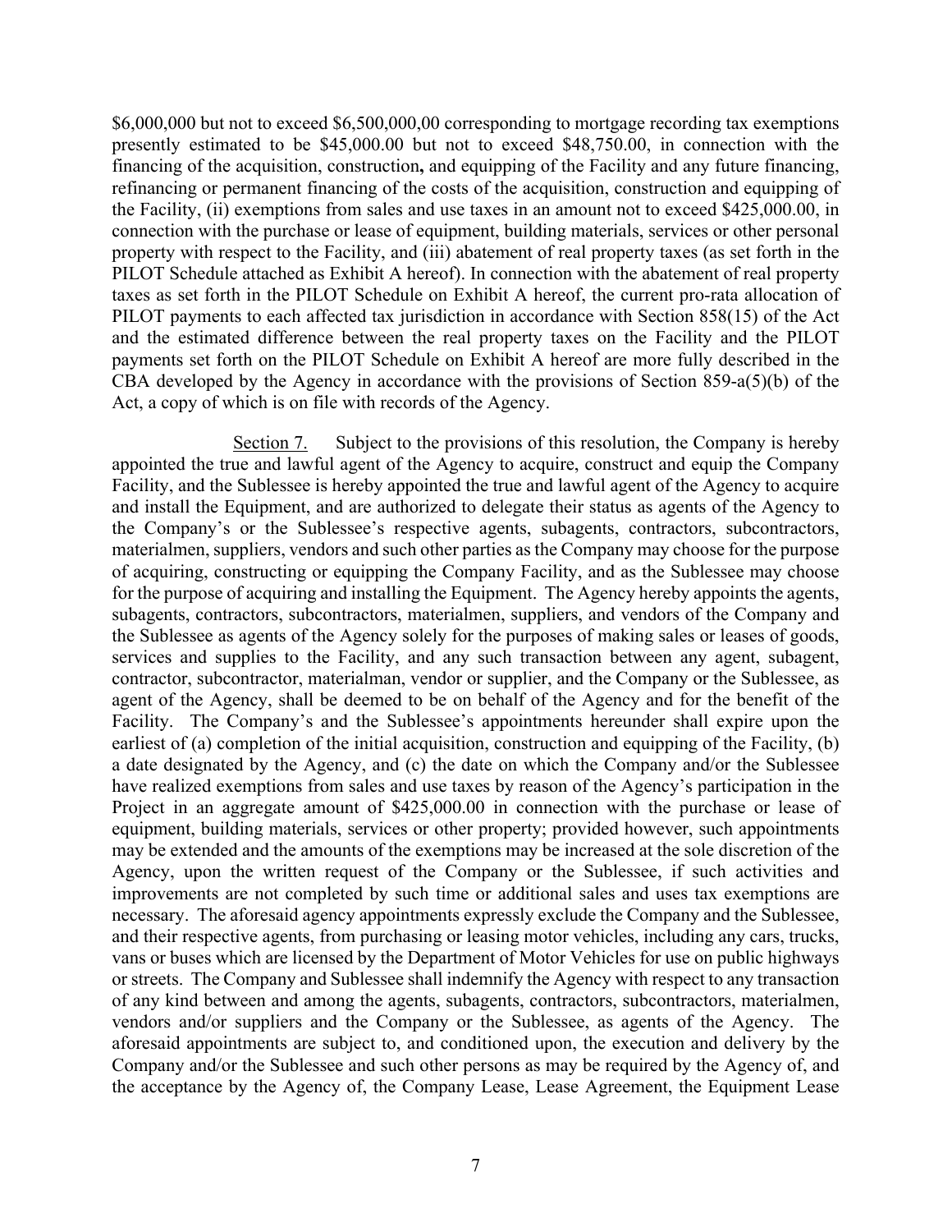$6,000,000 but not to exceed $6,500,000,00 corresponding to mortgage recording tax exemptions presently estimated to be $45,000.00 but not to exceed $48,750.00, in connection with the financing of the acquisition, construction**,** and equipping of the Facility and any future financing, refinancing or permanent financing of the costs of the acquisition, construction and equipping of the Facility, (ii) exemptions from sales and use taxes in an amount not to exceed $425,000.00, in connection with the purchase or lease of equipment, building materials, services or other personal property with respect to the Facility, and (iii) abatement of real property taxes (as set forth in the PILOT Schedule attached as Exhibit A hereof). In connection with the abatement of real property taxes as set forth in the PILOT Schedule on Exhibit A hereof, the current pro-rata allocation of PILOT payments to each affected tax jurisdiction in accordance with Section 858(15) of the Act and the estimated difference between the real property taxes on the Facility and the PILOT payments set forth on the PILOT Schedule on Exhibit A hereof are more fully described in the CBA developed by the Agency in accordance with the provisions of Section 859-a(5)(b) of the Act, a copy of which is on file with records of the Agency.

Section 7. Subject to the provisions of this resolution, the Company is hereby appointed the true and lawful agent of the Agency to acquire, construct and equip the Company Facility, and the Sublessee is hereby appointed the true and lawful agent of the Agency to acquire and install the Equipment, and are authorized to delegate their status as agents of the Agency to the Company's or the Sublessee's respective agents, subagents, contractors, subcontractors, materialmen, suppliers, vendors and such other parties as the Company may choose for the purpose of acquiring, constructing or equipping the Company Facility, and as the Sublessee may choose for the purpose of acquiring and installing the Equipment. The Agency hereby appoints the agents, subagents, contractors, subcontractors, materialmen, suppliers, and vendors of the Company and the Sublessee as agents of the Agency solely for the purposes of making sales or leases of goods, services and supplies to the Facility, and any such transaction between any agent, subagent, contractor, subcontractor, materialman, vendor or supplier, and the Company or the Sublessee, as agent of the Agency, shall be deemed to be on behalf of the Agency and for the benefit of the Facility. The Company's and the Sublessee's appointments hereunder shall expire upon the earliest of (a) completion of the initial acquisition, construction and equipping of the Facility, (b) a date designated by the Agency, and (c) the date on which the Company and/or the Sublessee have realized exemptions from sales and use taxes by reason of the Agency's participation in the Project in an aggregate amount of $425,000.00 in connection with the purchase or lease of equipment, building materials, services or other property; provided however, such appointments may be extended and the amounts of the exemptions may be increased at the sole discretion of the Agency, upon the written request of the Company or the Sublessee, if such activities and improvements are not completed by such time or additional sales and uses tax exemptions are necessary. The aforesaid agency appointments expressly exclude the Company and the Sublessee, and their respective agents, from purchasing or leasing motor vehicles, including any cars, trucks, vans or buses which are licensed by the Department of Motor Vehicles for use on public highways or streets. The Company and Sublessee shall indemnify the Agency with respect to any transaction of any kind between and among the agents, subagents, contractors, subcontractors, materialmen, vendors and/or suppliers and the Company or the Sublessee, as agents of the Agency. The aforesaid appointments are subject to, and conditioned upon, the execution and delivery by the Company and/or the Sublessee and such other persons as may be required by the Agency of, and the acceptance by the Agency of, the Company Lease, Lease Agreement, the Equipment Lease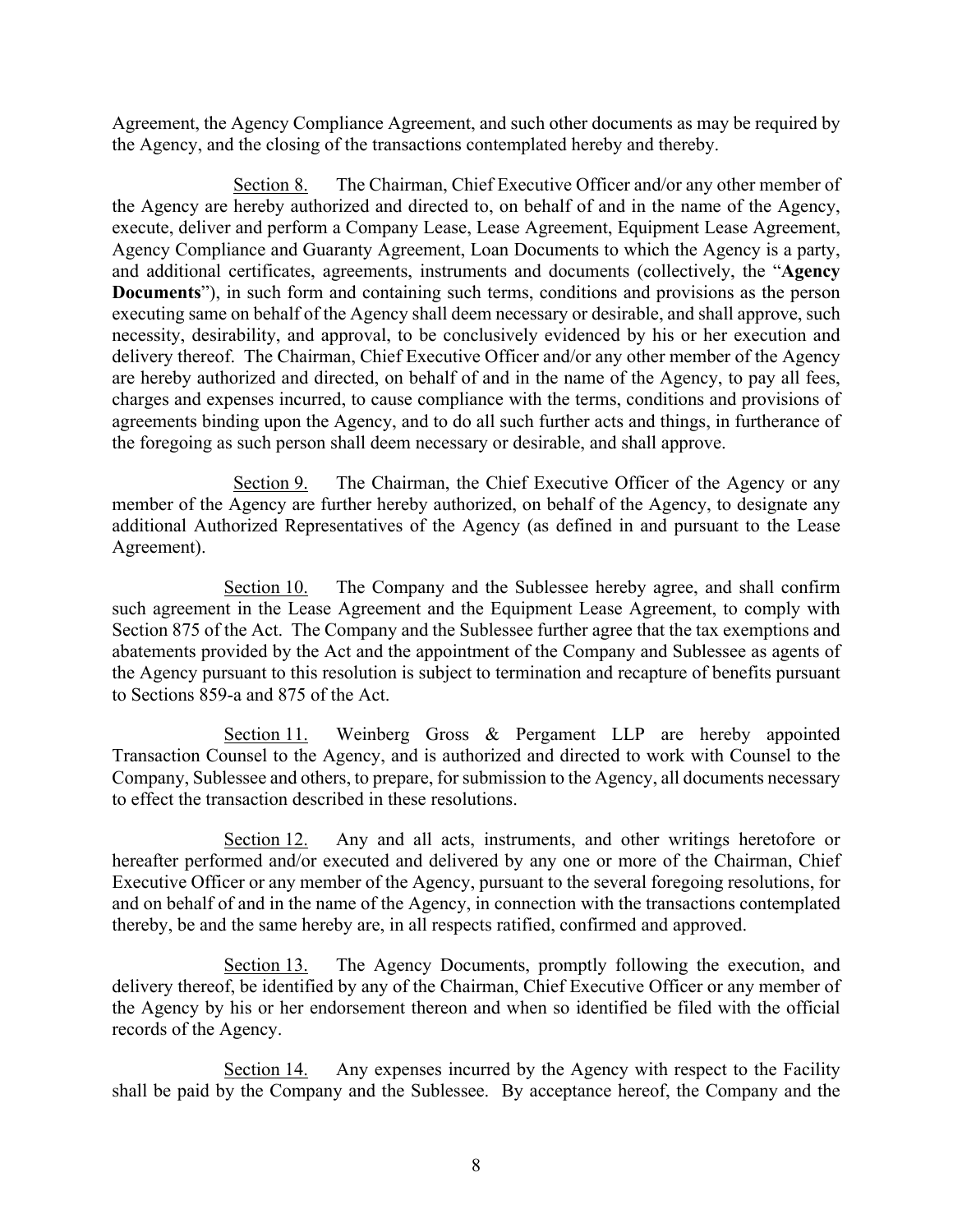Agreement, the Agency Compliance Agreement, and such other documents as may be required by the Agency, and the closing of the transactions contemplated hereby and thereby.

Section 8. The Chairman, Chief Executive Officer and/or any other member of the Agency are hereby authorized and directed to, on behalf of and in the name of the Agency, execute, deliver and perform a Company Lease, Lease Agreement, Equipment Lease Agreement, Agency Compliance and Guaranty Agreement, Loan Documents to which the Agency is a party, and additional certificates, agreements, instruments and documents (collectively, the "**Agency Documents**"), in such form and containing such terms, conditions and provisions as the person executing same on behalf of the Agency shall deem necessary or desirable, and shall approve, such necessity, desirability, and approval, to be conclusively evidenced by his or her execution and delivery thereof. The Chairman, Chief Executive Officer and/or any other member of the Agency are hereby authorized and directed, on behalf of and in the name of the Agency, to pay all fees, charges and expenses incurred, to cause compliance with the terms, conditions and provisions of agreements binding upon the Agency, and to do all such further acts and things, in furtherance of the foregoing as such person shall deem necessary or desirable, and shall approve.

Section 9. The Chairman, the Chief Executive Officer of the Agency or any member of the Agency are further hereby authorized, on behalf of the Agency, to designate any additional Authorized Representatives of the Agency (as defined in and pursuant to the Lease Agreement).

Section 10. The Company and the Sublessee hereby agree, and shall confirm such agreement in the Lease Agreement and the Equipment Lease Agreement, to comply with Section 875 of the Act. The Company and the Sublessee further agree that the tax exemptions and abatements provided by the Act and the appointment of the Company and Sublessee as agents of the Agency pursuant to this resolution is subject to termination and recapture of benefits pursuant to Sections 859-a and 875 of the Act.

Section 11. Weinberg Gross & Pergament LLP are hereby appointed Transaction Counsel to the Agency, and is authorized and directed to work with Counsel to the Company, Sublessee and others, to prepare, for submission to the Agency, all documents necessary to effect the transaction described in these resolutions.

Section 12. Any and all acts, instruments, and other writings heretofore or hereafter performed and/or executed and delivered by any one or more of the Chairman, Chief Executive Officer or any member of the Agency, pursuant to the several foregoing resolutions, for and on behalf of and in the name of the Agency, in connection with the transactions contemplated thereby, be and the same hereby are, in all respects ratified, confirmed and approved.

Section 13. The Agency Documents, promptly following the execution, and delivery thereof, be identified by any of the Chairman, Chief Executive Officer or any member of the Agency by his or her endorsement thereon and when so identified be filed with the official records of the Agency.

Section 14. Any expenses incurred by the Agency with respect to the Facility shall be paid by the Company and the Sublessee. By acceptance hereof, the Company and the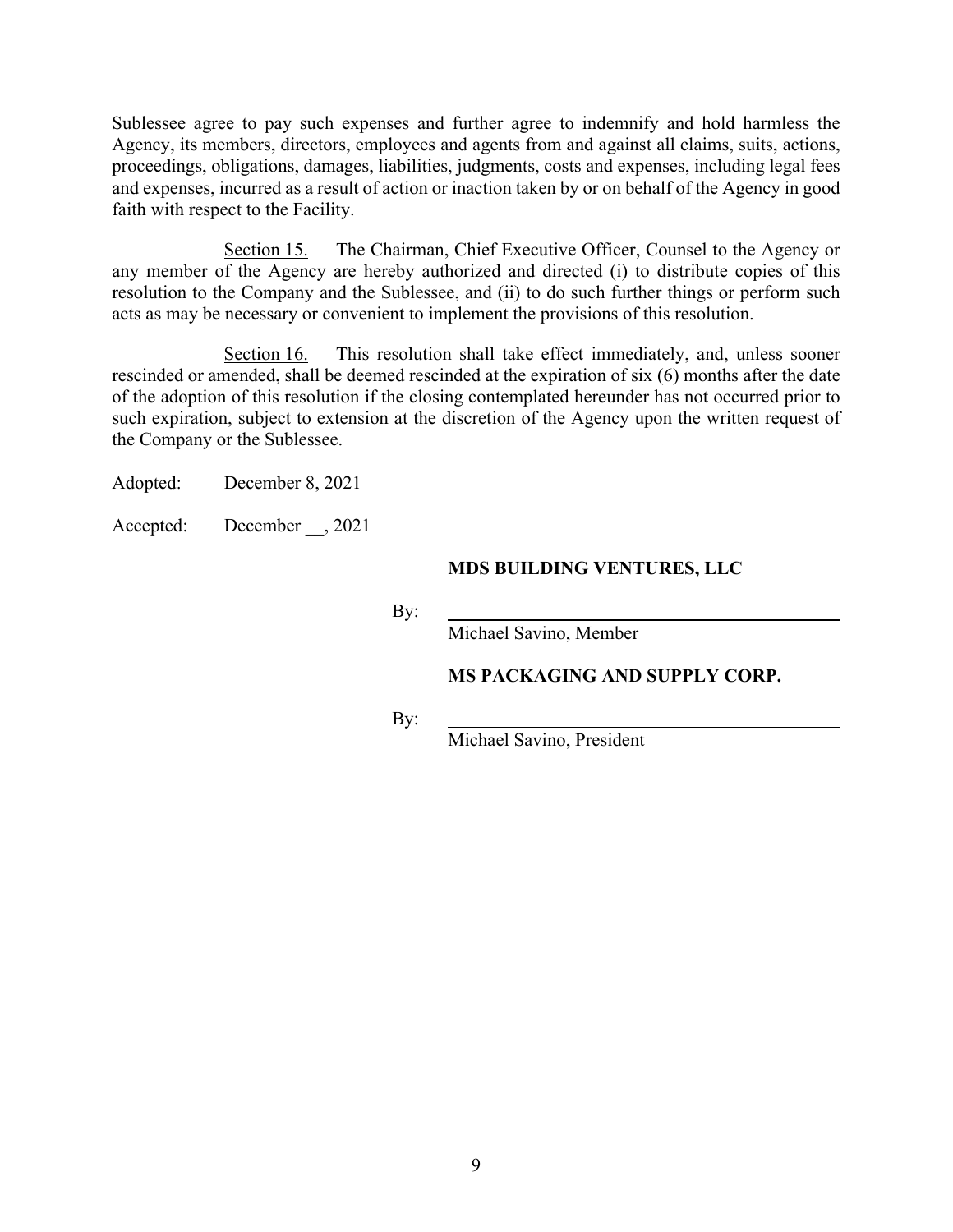Sublessee agree to pay such expenses and further agree to indemnify and hold harmless the Agency, its members, directors, employees and agents from and against all claims, suits, actions, proceedings, obligations, damages, liabilities, judgments, costs and expenses, including legal fees and expenses, incurred as a result of action or inaction taken by or on behalf of the Agency in good faith with respect to the Facility.

Section 15. The Chairman, Chief Executive Officer, Counsel to the Agency or any member of the Agency are hereby authorized and directed (i) to distribute copies of this resolution to the Company and the Sublessee, and (ii) to do such further things or perform such acts as may be necessary or convenient to implement the provisions of this resolution.

Section 16. This resolution shall take effect immediately, and, unless sooner rescinded or amended, shall be deemed rescinded at the expiration of six (6) months after the date of the adoption of this resolution if the closing contemplated hereunder has not occurred prior to such expiration, subject to extension at the discretion of the Agency upon the written request of the Company or the Sublessee.

Adopted: December 8, 2021

Accepted: December __, 2021

**MDS BUILDING VENTURES, LLC**

By: ______________________________
Michael Savino, Member

**MS PACKAGING AND SUPPLY CORP.**

By: ______________________________
Michael Savino, President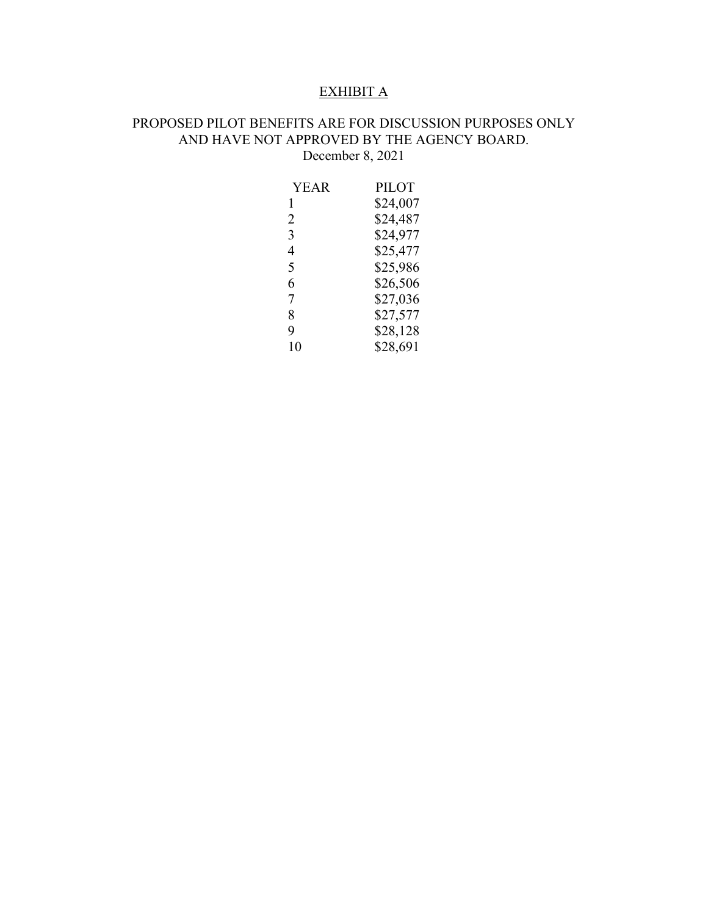<u>EXHIBIT A</u>

PROPOSED PILOT BENEFITS ARE FOR DISCUSSION PURPOSES ONLY AND HAVE NOT APPROVED BY THE AGENCY BOARD.
December 8, 2021

| YEAR | PILOT |
|---|---|
| 1 | $24,007 |
| 2 | $24,487 |
| 3 | $24,977 |
| 4 | $25,477 |
| 5 | $25,986 |
| 6 | $26,506 |
| 7 | $27,036 |
| 8 | $27,577 |
| 9 | $28,128 |
| 10 | $28,691 |